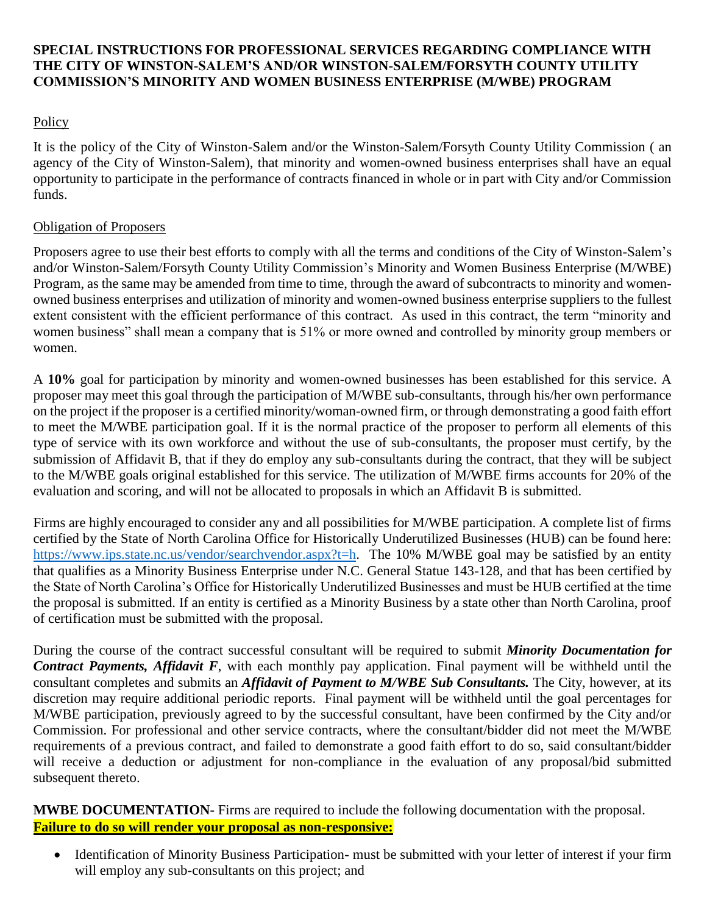**SPECIAL INSTRUCTIONS FOR PROFESSIONAL SERVICES REGARDING COMPLIANCE WITH THE CITY OF WINSTON-SALEM'S AND/OR WINSTON-SALEM/FORSYTH COUNTY UTILITY COMMISSION'S MINORITY AND WOMEN BUSINESS ENTERPRISE (M/WBE) PROGRAM**

Policy

It is the policy of the City of Winston-Salem and/or the Winston-Salem/Forsyth County Utility Commission ( an agency of the City of Winston-Salem), that minority and women-owned business enterprises shall have an equal opportunity to participate in the performance of contracts financed in whole or in part with City and/or Commission funds.

Obligation of Proposers

Proposers agree to use their best efforts to comply with all the terms and conditions of the City of Winston-Salem's and/or Winston-Salem/Forsyth County Utility Commission's Minority and Women Business Enterprise (M/WBE) Program, as the same may be amended from time to time, through the award of subcontracts to minority and women-owned business enterprises and utilization of minority and women-owned business enterprise suppliers to the fullest extent consistent with the efficient performance of this contract. As used in this contract, the term "minority and women business" shall mean a company that is 51% or more owned and controlled by minority group members or women.

A **10%** goal for participation by minority and women-owned businesses has been established for this service. A proposer may meet this goal through the participation of M/WBE sub-consultants, through his/her own performance on the project if the proposer is a certified minority/woman-owned firm, or through demonstrating a good faith effort to meet the M/WBE participation goal. If it is the normal practice of the proposer to perform all elements of this type of service with its own workforce and without the use of sub-consultants, the proposer must certify, by the submission of Affidavit B, that if they do employ any sub-consultants during the contract, that they will be subject to the M/WBE goals original established for this service. The utilization of M/WBE firms accounts for 20% of the evaluation and scoring, and will not be allocated to proposals in which an Affidavit B is submitted.

Firms are highly encouraged to consider any and all possibilities for M/WBE participation. A complete list of firms certified by the State of North Carolina Office for Historically Underutilized Businesses (HUB) can be found here: https://www.ips.state.nc.us/vendor/searchvendor.aspx?t=h. The 10% M/WBE goal may be satisfied by an entity that qualifies as a Minority Business Enterprise under N.C. General Statue 143-128, and that has been certified by the State of North Carolina's Office for Historically Underutilized Businesses and must be HUB certified at the time the proposal is submitted. If an entity is certified as a Minority Business by a state other than North Carolina, proof of certification must be submitted with the proposal.

During the course of the contract successful consultant will be required to submit ***Minority Documentation for Contract Payments, Affidavit F***, with each monthly pay application. Final payment will be withheld until the consultant completes and submits an ***Affidavit of Payment to M/WBE Sub Consultants.*** The City, however, at its discretion may require additional periodic reports. Final payment will be withheld until the goal percentages for M/WBE participation, previously agreed to by the successful consultant, have been confirmed by the City and/or Commission. For professional and other service contracts, where the consultant/bidder did not meet the M/WBE requirements of a previous contract, and failed to demonstrate a good faith effort to do so, said consultant/bidder will receive a deduction or adjustment for non-compliance in the evaluation of any proposal/bid submitted subsequent thereto.

**MWBE DOCUMENTATION-** Firms are required to include the following documentation with the proposal. **Failure to do so will render your proposal as non-responsive:**

- Identification of Minority Business Participation- must be submitted with your letter of interest if your firm will employ any sub-consultants on this project; and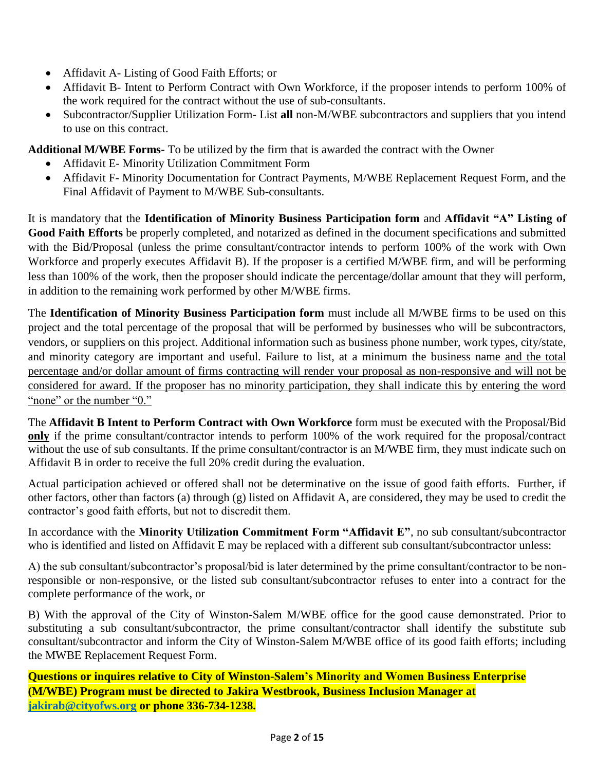- Affidavit A- Listing of Good Faith Efforts; or
- Affidavit B- Intent to Perform Contract with Own Workforce, if the proposer intends to perform 100% of the work required for the contract without the use of sub-consultants.
- Subcontractor/Supplier Utilization Form- List **all** non-M/WBE subcontractors and suppliers that you intend to use on this contract.

**Additional M/WBE Forms-** To be utilized by the firm that is awarded the contract with the Owner

- Affidavit E- Minority Utilization Commitment Form
- Affidavit F- Minority Documentation for Contract Payments, M/WBE Replacement Request Form, and the Final Affidavit of Payment to M/WBE Sub-consultants.

It is mandatory that the **Identification of Minority Business Participation form** and **Affidavit "A" Listing of Good Faith Efforts** be properly completed, and notarized as defined in the document specifications and submitted with the Bid/Proposal (unless the prime consultant/contractor intends to perform 100% of the work with Own Workforce and properly executes Affidavit B). If the proposer is a certified M/WBE firm, and will be performing less than 100% of the work, then the proposer should indicate the percentage/dollar amount that they will perform, in addition to the remaining work performed by other M/WBE firms.

The **Identification of Minority Business Participation form** must include all M/WBE firms to be used on this project and the total percentage of the proposal that will be performed by businesses who will be subcontractors, vendors, or suppliers on this project. Additional information such as business phone number, work types, city/state, and minority category are important and useful. Failure to list, at a minimum the business name and the total percentage and/or dollar amount of firms contracting will render your proposal as non-responsive and will not be considered for award. If the proposer has no minority participation, they shall indicate this by entering the word "none" or the number "0."

The **Affidavit B Intent to Perform Contract with Own Workforce** form must be executed with the Proposal/Bid **only** if the prime consultant/contractor intends to perform 100% of the work required for the proposal/contract without the use of sub consultants. If the prime consultant/contractor is an M/WBE firm, they must indicate such on Affidavit B in order to receive the full 20% credit during the evaluation.

Actual participation achieved or offered shall not be determinative on the issue of good faith efforts. Further, if other factors, other than factors (a) through (g) listed on Affidavit A, are considered, they may be used to credit the contractor's good faith efforts, but not to discredit them.

In accordance with the **Minority Utilization Commitment Form "Affidavit E"**, no sub consultant/subcontractor who is identified and listed on Affidavit E may be replaced with a different sub consultant/subcontractor unless:

A) the sub consultant/subcontractor's proposal/bid is later determined by the prime consultant/contractor to be non-responsible or non-responsive, or the listed sub consultant/subcontractor refuses to enter into a contract for the complete performance of the work, or

B) With the approval of the City of Winston-Salem M/WBE office for the good cause demonstrated. Prior to substituting a sub consultant/subcontractor, the prime consultant/contractor shall identify the substitute sub consultant/subcontractor and inform the City of Winston-Salem M/WBE office of its good faith efforts; including the MWBE Replacement Request Form.

**Questions or inquires relative to City of Winston-Salem's Minority and Women Business Enterprise (M/WBE) Program must be directed to Jakira Westbrook, Business Inclusion Manager at jakirab@cityofws.org or phone 336-734-1238.**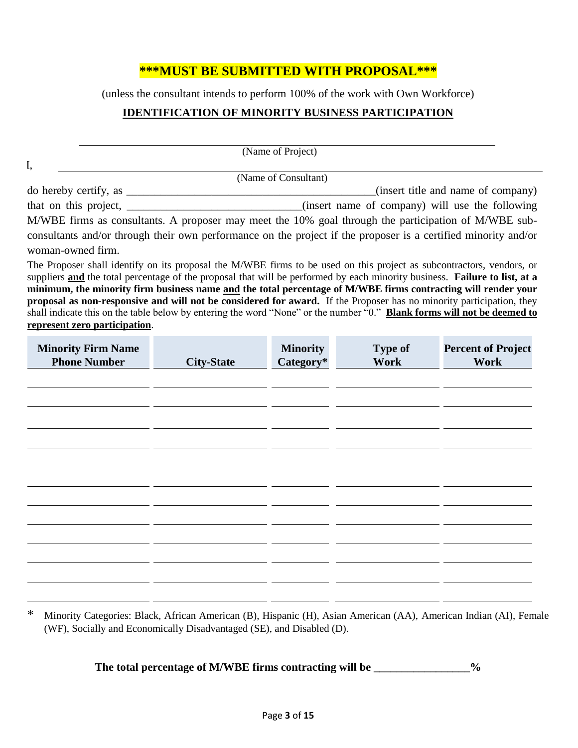**\*\*\*MUST BE SUBMITTED WITH PROPOSAL\*\*\***

(unless the consultant intends to perform 100% of the work with Own Workforce)

**IDENTIFICATION OF MINORITY BUSINESS PARTICIPATION**

_______________________________________________________________

(Name of Project)

I, _______________________________________________________________

(Name of Consultant)

do hereby certify, as _____________________________________________(insert title and name of company) that on this project, ______________________________(insert name of company) will use the following M/WBE firms as consultants. A proposer may meet the 10% goal through the participation of M/WBE sub-consultants and/or through their own performance on the project if the proposer is a certified minority and/or woman-owned firm.

The Proposer shall identify on its proposal the M/WBE firms to be used on this project as subcontractors, vendors, or suppliers **and** the total percentage of the proposal that will be performed by each minority business. **Failure to list, at a minimum, the minority firm business name and the total percentage of M/WBE firms contracting will render your proposal as non-responsive and will not be considered for award.** If the Proposer has no minority participation, they shall indicate this on the table below by entering the word "None" or the number "0." **Blank forms will not be deemed to represent zero participation**.

| Minority Firm Name Phone Number | City-State | Minority Category* | Type of Work | Percent of Project Work |
|---|---|---|---|---|
| | | | | |
| | | | | |
| | | | | |
| | | | | |
| | | | | |
| | | | | |
| | | | | |
| | | | | |
| | | | | |
| | | | | |
| | | | | |
| | | | | |

\* Minority Categories: Black, African American (B), Hispanic (H), Asian American (AA), American Indian (AI), Female (WF), Socially and Economically Disadvantaged (SE), and Disabled (D).

**The total percentage of M/WBE firms contracting will be ________________%**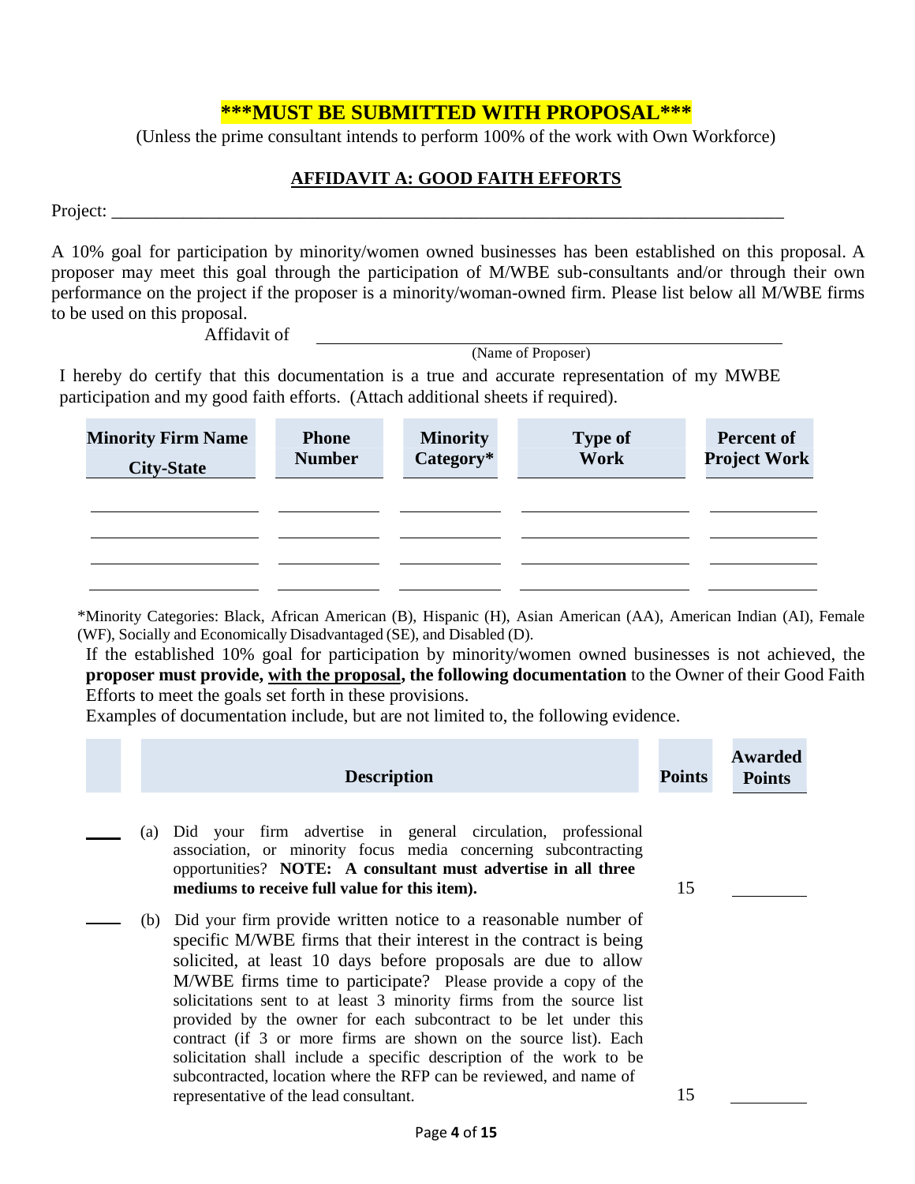**\*\*\*MUST BE SUBMITTED WITH PROPOSAL\*\*\***

(Unless the prime consultant intends to perform 100% of the work with Own Workforce)

## AFFIDAVIT A: GOOD FAITH EFFORTS

Project: ___________________________________________________________________________

A 10% goal for participation by minority/women owned businesses has been established on this proposal. A proposer may meet this goal through the participation of M/WBE sub-consultants and/or through their own performance on the project if the proposer is a minority/woman-owned firm. Please list below all M/WBE firms to be used on this proposal.

Affidavit of ______________________________________________
(Name of Proposer)

I hereby do certify that this documentation is a true and accurate representation of my MWBE participation and my good faith efforts. (Attach additional sheets if required).

| Minority Firm Name City-State | Phone Number | Minority Category* | Type of Work | Percent of Project Work |
|---|---|---|---|---|
| | | | | |
| | | | | |
| | | | | |
| | | | | |

*Minority Categories: Black, African American (B), Hispanic (H), Asian American (AA), American Indian (AI), Female (WF), Socially and Economically Disadvantaged (SE), and Disabled (D).

If the established 10% goal for participation by minority/women owned businesses is not achieved, the **proposer must provide, <u>with the proposal</u>, the following documentation** to the Owner of their Good Faith Efforts to meet the goals set forth in these provisions.

Examples of documentation include, but are not limited to, the following evidence.

| | Description | Points | Awarded Points |
|---|---|---|---|
| ____ | (a) Did your firm advertise in general circulation, professional association, or minority focus media concerning subcontracting opportunities? **NOTE: A consultant must advertise in all three mediums to receive full value for this item).** | 15 | ________ |
| ____ | (b) Did your firm provide written notice to a reasonable number of specific M/WBE firms that their interest in the contract is being solicited, at least 10 days before proposals are due to allow M/WBE firms time to participate? Please provide a copy of the solicitations sent to at least 3 minority firms from the source list provided by the owner for each subcontract to be let under this contract (if 3 or more firms are shown on the source list). Each solicitation shall include a specific description of the work to be subcontracted, location where the RFP can be reviewed, and name of representative of the lead consultant. | 15 | ________ |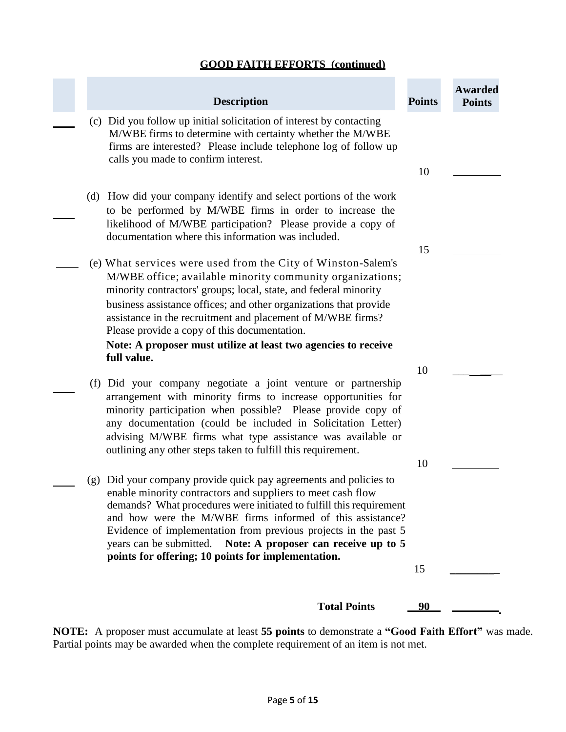## GOOD FAITH EFFORTS (continued)

| | Description | Points | Awarded Points |
|---|---|---|---|
| ____ | (c) Did you follow up initial solicitation of interest by contacting M/WBE firms to determine with certainty whether the M/WBE firms are interested? Please include telephone log of follow up calls you made to confirm interest. | 10 | ________ |
| ____ | (d) How did your company identify and select portions of the work to be performed by M/WBE firms in order to increase the likelihood of M/WBE participation? Please provide a copy of documentation where this information was included. | 15 | ________ |
| ____ | (e) What services were used from the City of Winston-Salem's M/WBE office; available minority community organizations; minority contractors' groups; local, state, and federal minority business assistance offices; and other organizations that provide assistance in the recruitment and placement of M/WBE firms? Please provide a copy of this documentation. **Note: A proposer must utilize at least two agencies to receive full value.** | 10 | ________ |
| ____ | (f) Did your company negotiate a joint venture or partnership arrangement with minority firms to increase opportunities for minority participation when possible? Please provide copy of any documentation (could be included in Solicitation Letter) advising M/WBE firms what type assistance was available or outlining any other steps taken to fulfill this requirement. | 10 | ________ |
| ____ | (g) Did your company provide quick pay agreements and policies to enable minority contractors and suppliers to meet cash flow demands? What procedures were initiated to fulfill this requirement and how were the M/WBE firms informed of this assistance? Evidence of implementation from previous projects in the past 5 years can be submitted. **Note: A proposer can receive up to 5 points for offering; 10 points for implementation.** | 15 | ________ |
| | **Total Points** | **90** | ________ |

**NOTE:** A proposer must accumulate at least **55 points** to demonstrate a **"Good Faith Effort"** was made. Partial points may be awarded when the complete requirement of an item is not met.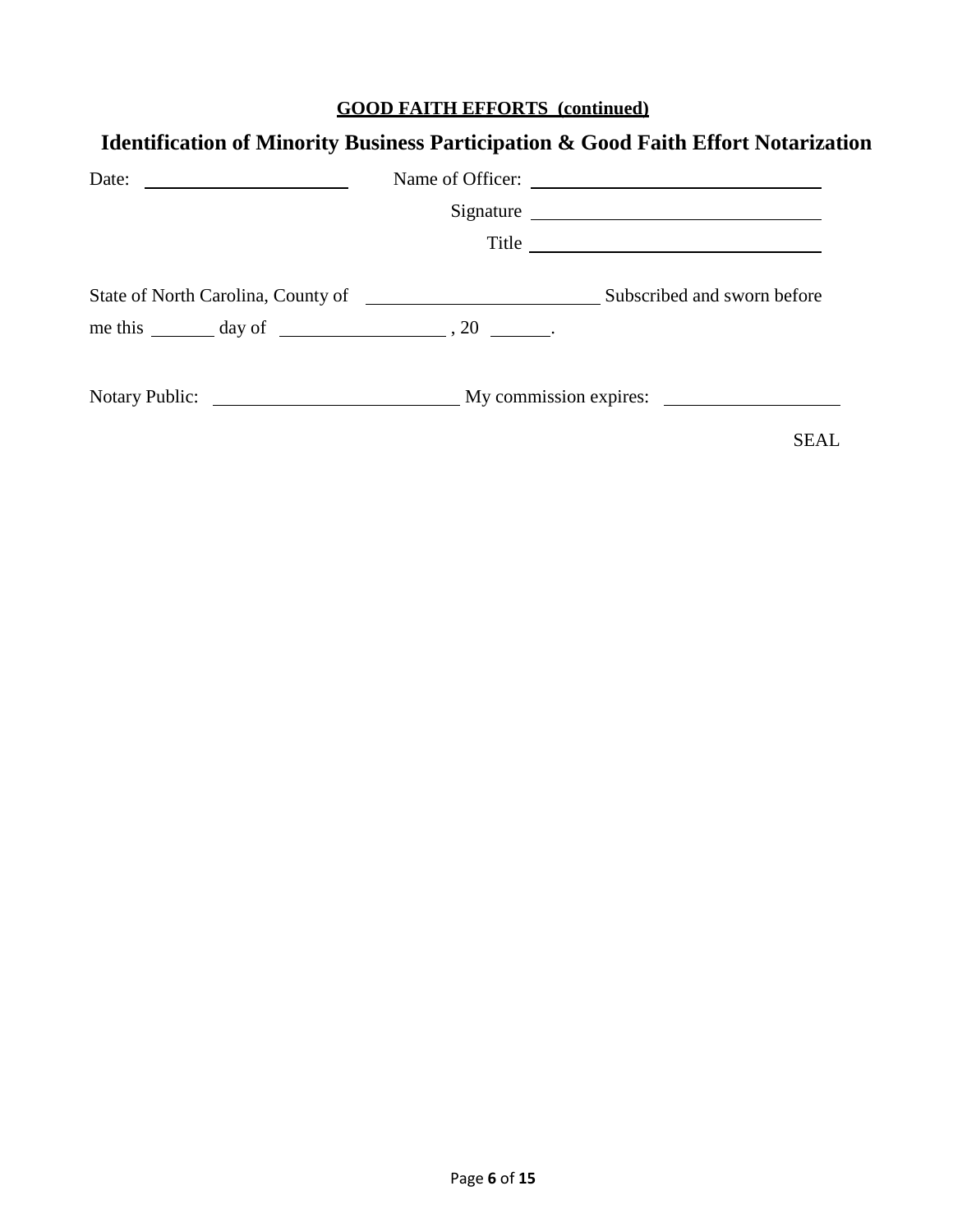**GOOD FAITH EFFORTS (continued)**

## Identification of Minority Business Participation & Good Faith Effort Notarization

Date: ______________________ Name of Officer: ________________________________

Signature ________________________________

Title ________________________________

State of North Carolina, County of __________________________ Subscribed and sworn before me this _______ day of __________________ , 20 _______.

Notary Public: ___________________________ My commission expires: ___________________

SEAL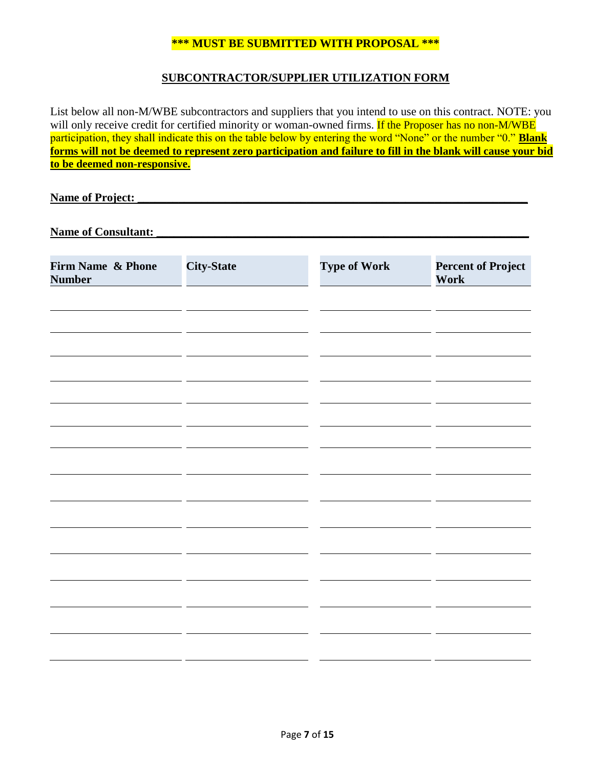**\*\*\* MUST BE SUBMITTED WITH PROPOSAL \*\*\***

## SUBCONTRACTOR/SUPPLIER UTILIZATION FORM

List below all non-M/WBE subcontractors and suppliers that you intend to use on this contract. NOTE: you will only receive credit for certified minority or woman-owned firms. If the Proposer has no non-M/WBE participation, they shall indicate this on the table below by entering the word "None" or the number "0." **Blank forms will not be deemed to represent zero participation and failure to fill in the blank will cause your bid to be deemed non-responsive.**

**Name of Project:** ______________________________________________

**Name of Consultant:** ______________________________________________

| Firm Name & Phone Number | City-State | Type of Work | Percent of Project Work |
|---|---|---|---|
| | | | |
| | | | |
| | | | |
| | | | |
| | | | |
| | | | |
| | | | |
| | | | |
| | | | |
| | | | |
| | | | |
| | | | |
| | | | |
| | | | |
| | | | |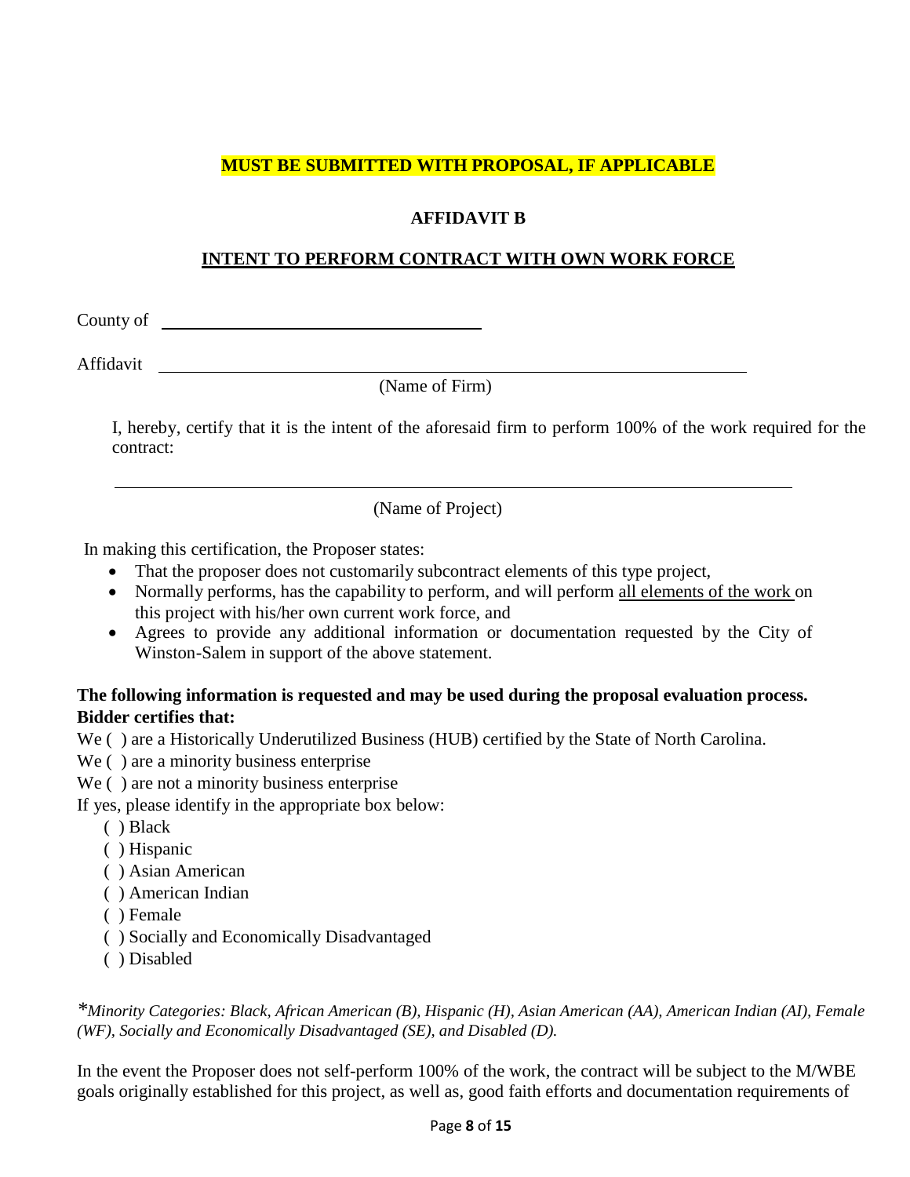**MUST BE SUBMITTED WITH PROPOSAL, IF APPLICABLE**

**AFFIDAVIT B**

**INTENT TO PERFORM CONTRACT WITH OWN WORK FORCE**

County of ____________________________

Affidavit ________________________________________________________
(Name of Firm)

I, hereby, certify that it is the intent of the aforesaid firm to perform 100% of the work required for the contract:

________________________________________________________
(Name of Project)

In making this certification, the Proposer states:

- That the proposer does not customarily subcontract elements of this type project,
- Normally performs, has the capability to perform, and will perform all elements of the work on this project with his/her own current work force, and
- Agrees to provide any additional information or documentation requested by the City of Winston-Salem in support of the above statement.

**The following information is requested and may be used during the proposal evaluation process. Bidder certifies that:**

We ( ) are a Historically Underutilized Business (HUB) certified by the State of North Carolina.
We ( ) are a minority business enterprise
We ( ) are not a minority business enterprise
If yes, please identify in the appropriate box below:

( ) Black
( ) Hispanic
( ) Asian American
( ) American Indian
( ) Female
( ) Socially and Economically Disadvantaged
( ) Disabled

*\*Minority Categories: Black, African American (B), Hispanic (H), Asian American (AA), American Indian (AI), Female (WF), Socially and Economically Disadvantaged (SE), and Disabled (D).*

In the event the Proposer does not self-perform 100% of the work, the contract will be subject to the M/WBE goals originally established for this project, as well as, good faith efforts and documentation requirements of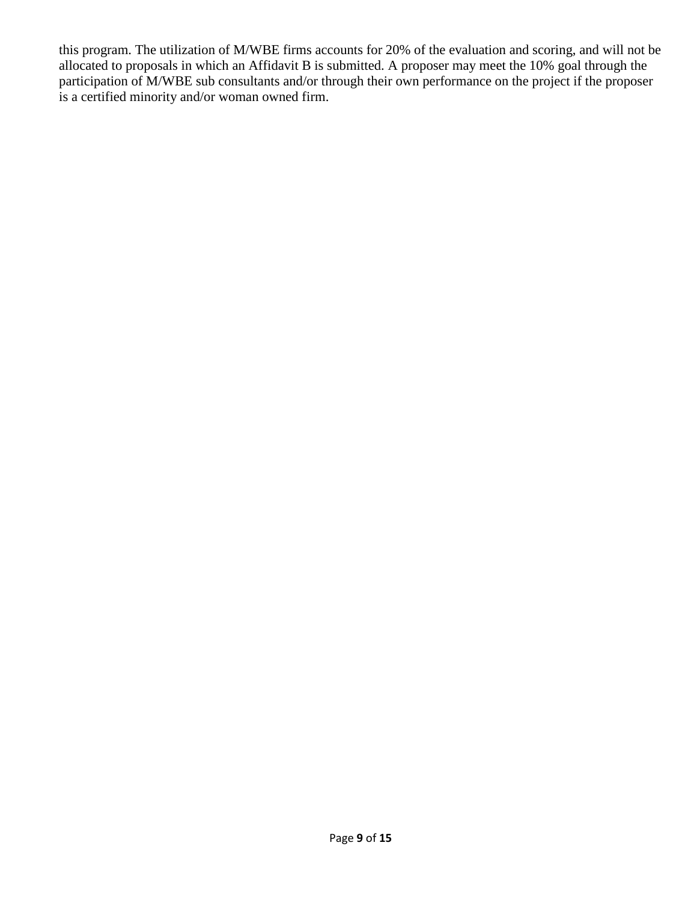this program. The utilization of M/WBE firms accounts for 20% of the evaluation and scoring, and will not be allocated to proposals in which an Affidavit B is submitted. A proposer may meet the 10% goal through the participation of M/WBE sub consultants and/or through their own performance on the project if the proposer is a certified minority and/or woman owned firm.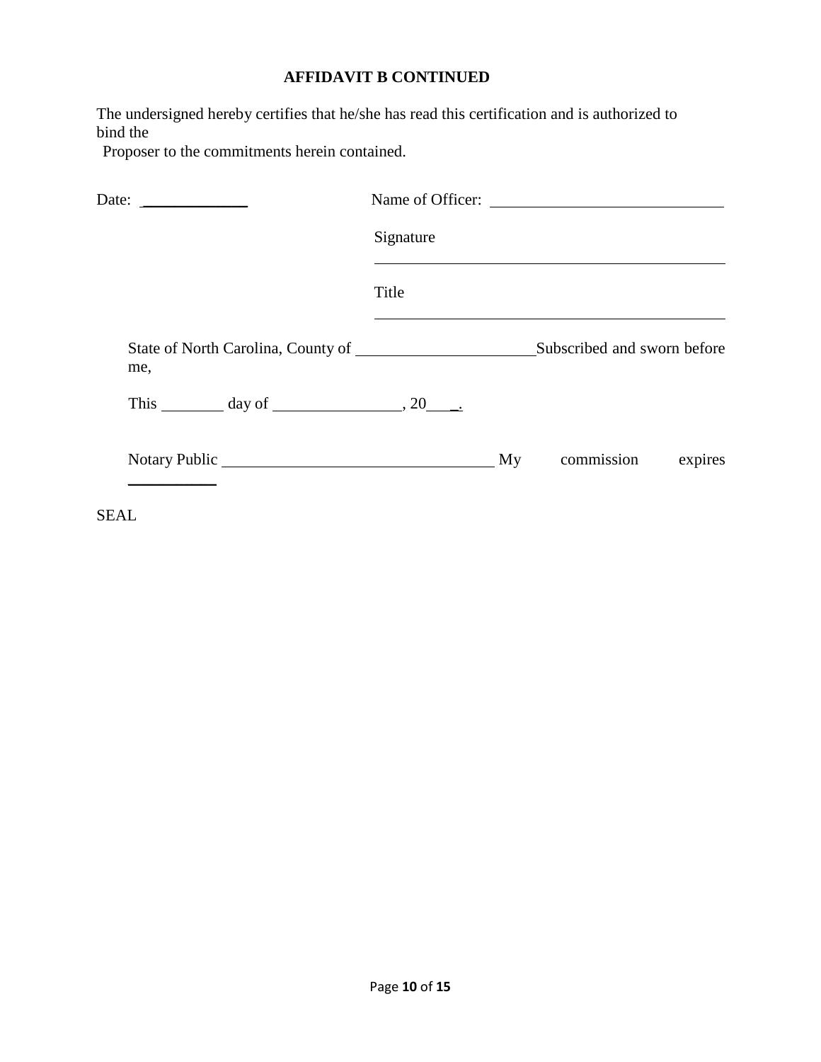**AFFIDAVIT B CONTINUED**

The undersigned hereby certifies that he/she has read this certification and is authorized to bind the Proposer to the commitments herein contained.

Date: ______________ Name of Officer: ______________________________

Signature ______________________________________________

Title ______________________________________________

State of North Carolina, County of ______________________ Subscribed and sworn before me,

This ________ day of ________________, 20___.

Notary Public ___________________________________ My commission expires ___________

SEAL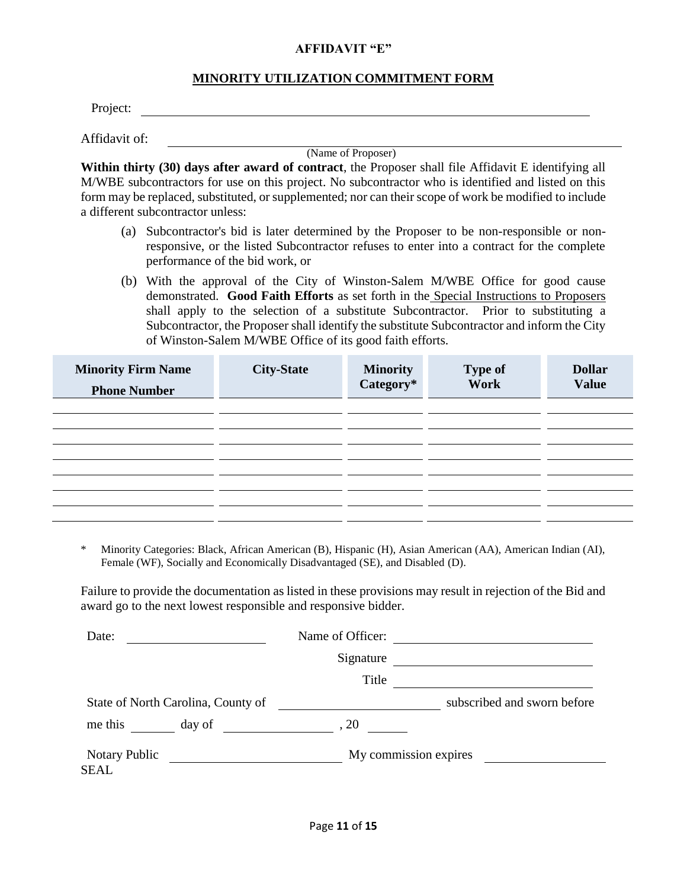## AFFIDAVIT "E"

## MINORITY UTILIZATION COMMITMENT FORM

Project: ______________________________________________________________

Affidavit of: ______________________________________________________________
(Name of Proposer)

**Within thirty (30) days after award of contract**, the Proposer shall file Affidavit E identifying all M/WBE subcontractors for use on this project. No subcontractor who is identified and listed on this form may be replaced, substituted, or supplemented; nor can their scope of work be modified to include a different subcontractor unless:

(a) Subcontractor's bid is later determined by the Proposer to be non-responsible or non-responsive, or the listed Subcontractor refuses to enter into a contract for the complete performance of the bid work, or

(b) With the approval of the City of Winston-Salem M/WBE Office for good cause demonstrated. **Good Faith Efforts** as set forth in the Special Instructions to Proposers shall apply to the selection of a substitute Subcontractor. Prior to substituting a Subcontractor, the Proposer shall identify the substitute Subcontractor and inform the City of Winston-Salem M/WBE Office of its good faith efforts.

| Minority Firm Name Phone Number | City-State | Minority Category* | Type of Work | Dollar Value |
|---|---|---|---|---|
| | | | | |
| | | | | |
| | | | | |
| | | | | |
| | | | | |
| | | | | |
| | | | | |
| | | | | |

\* Minority Categories: Black, African American (B), Hispanic (H), Asian American (AA), American Indian (AI), Female (WF), Socially and Economically Disadvantaged (SE), and Disabled (D).

Failure to provide the documentation as listed in these provisions may result in rejection of the Bid and award go to the next lowest responsible and responsive bidder.

Date: ____________________ Name of Officer: ______________________________

Signature ______________________________

Title ______________________________

State of North Carolina, County of ________________________ subscribed and sworn before me this ________ day of ________________, 20 ______

Notary Public ________________________ My commission expires ____________________

SEAL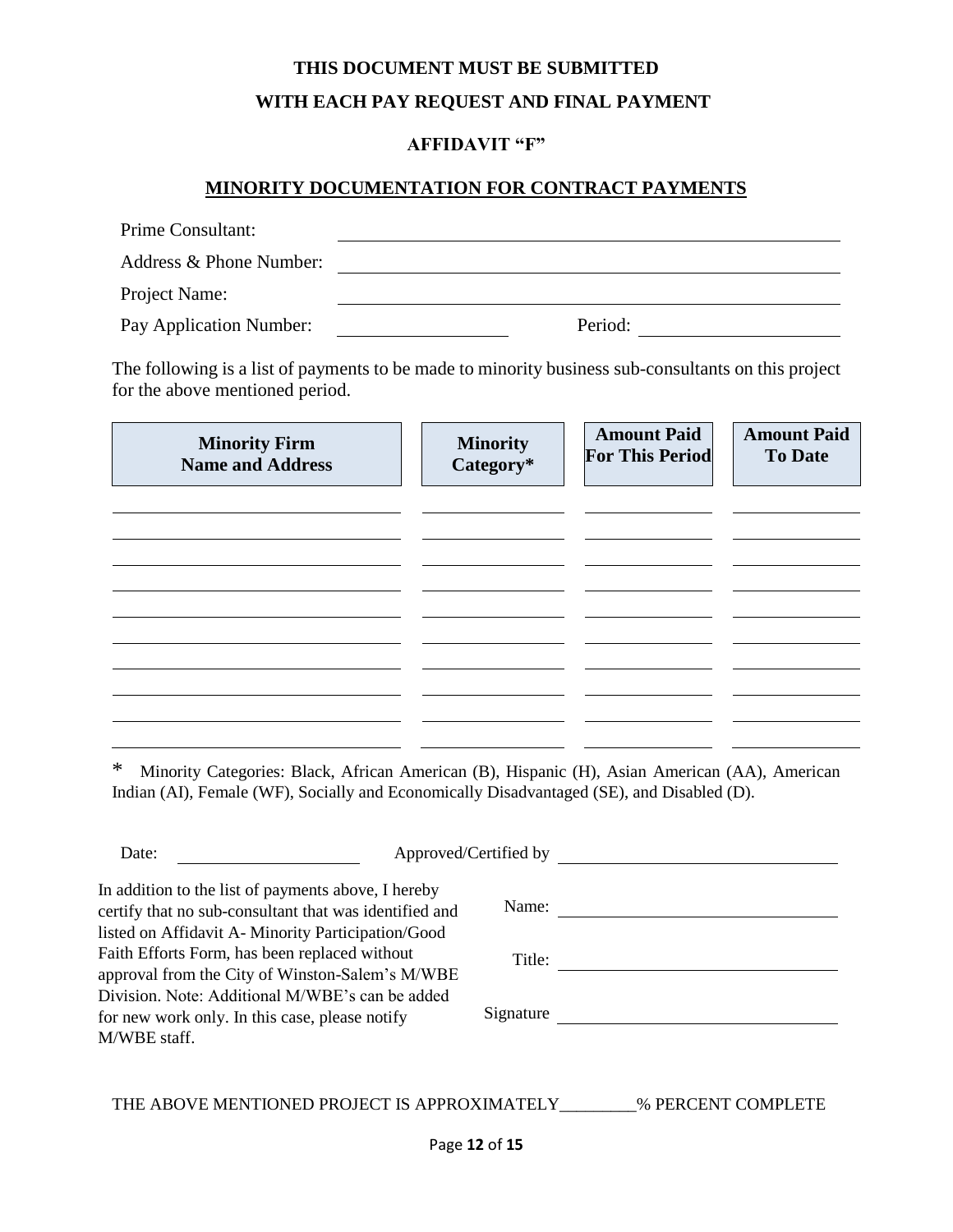**THIS DOCUMENT MUST BE SUBMITTED**

**WITH EACH PAY REQUEST AND FINAL PAYMENT**

**AFFIDAVIT "F"**

## MINORITY DOCUMENTATION FOR CONTRACT PAYMENTS

Prime Consultant: ______________________________

Address & Phone Number: ______________________________

Project Name: ______________________________

Pay Application Number: ______________ Period: ______________

The following is a list of payments to be made to minority business sub-consultants on this project for the above mentioned period.

| Minority Firm Name and Address | Minority Category* | Amount Paid For This Period | Amount Paid To Date |
|---|---|---|---|
| | | | |
| | | | |
| | | | |
| | | | |
| | | | |
| | | | |
| | | | |
| | | | |
| | | | |
| | | | |

\* Minority Categories: Black, African American (B), Hispanic (H), Asian American (AA), American Indian (AI), Female (WF), Socially and Economically Disadvantaged (SE), and Disabled (D).

Date: ______________ Approved/Certified by ______________________

In addition to the list of payments above, I hereby certify that no sub-consultant that was identified and listed on Affidavit A- Minority Participation/Good Faith Efforts Form, has been replaced without approval from the City of Winston-Salem's M/WBE Division. Note: Additional M/WBE's can be added for new work only. In this case, please notify M/WBE staff.

Name: ______________________

Title: ______________________

Signature ______________________

THE ABOVE MENTIONED PROJECT IS APPROXIMATELY_________% PERCENT COMPLETE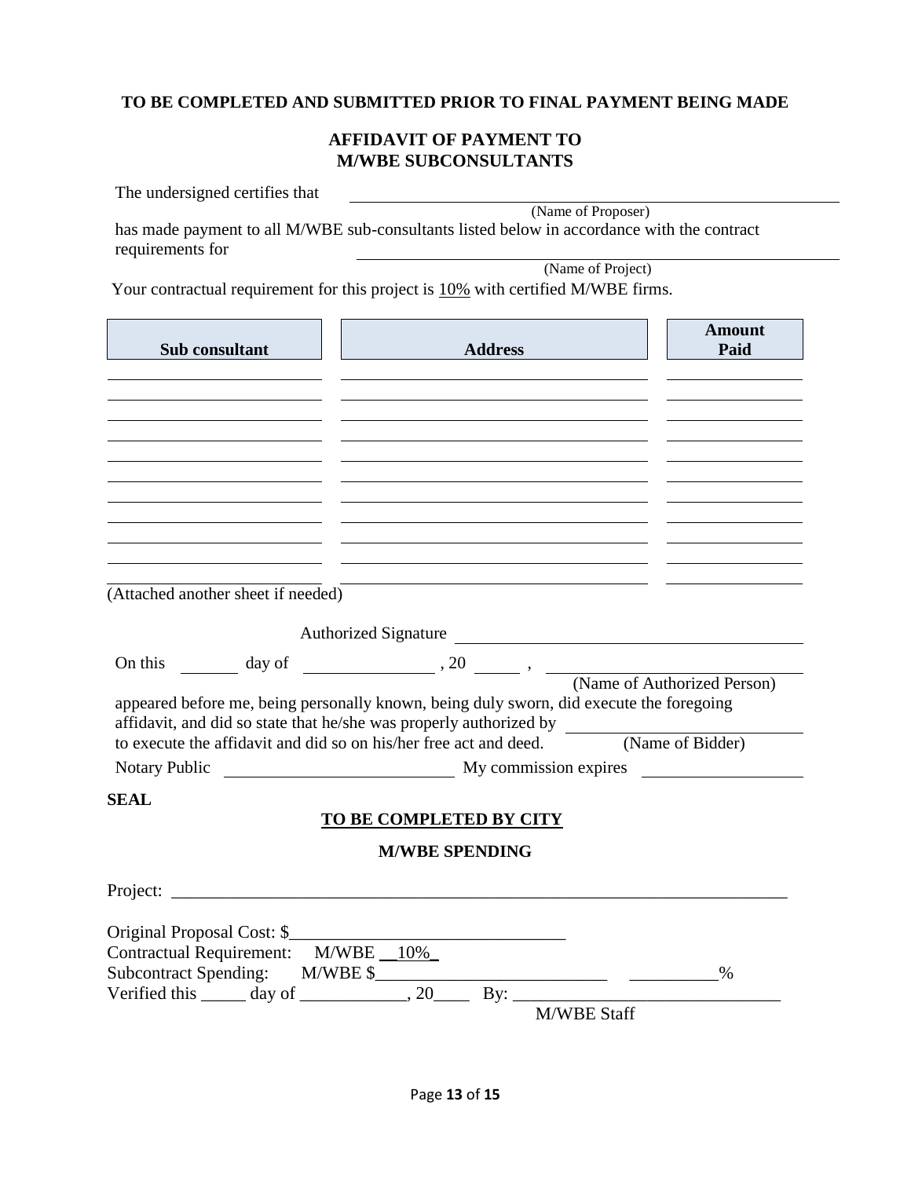**TO BE COMPLETED AND SUBMITTED PRIOR TO FINAL PAYMENT BEING MADE**

## AFFIDAVIT OF PAYMENT TO M/WBE SUBCONSULTANTS

The undersigned certifies that ______________________________________________
(Name of Proposer)

has made payment to all M/WBE sub-consultants listed below in accordance with the contract requirements for ______________________________________________
(Name of Project)

Your contractual requirement for this project is 10% with certified M/WBE firms.

| Sub consultant | Address | Amount Paid |
|---|---|---|
| | | |
| | | |
| | | |
| | | |
| | | |
| | | |
| | | |
| | | |
| | | |
| | | |

(Attached another sheet if needed)

Authorized Signature ______________________________________________

On this ________ day of ________________ , 20 ______ , ______________________________
(Name of Authorized Person)

appeared before me, being personally known, being duly sworn, did execute the foregoing affidavit, and did so state that he/she was properly authorized by ______________________________ to execute the affidavit and did so on his/her free act and deed. (Name of Bidder)

Notary Public ______________________________ My commission expires ____________________

**SEAL**

### TO BE COMPLETED BY CITY

### M/WBE SPENDING

Project: ___________________________________________________________________________

Original Proposal Cost: $_______________________________

Contractual Requirement: M/WBE __10%_

Subcontract Spending: M/WBE $__________________________ __________%

Verified this _____ day of ____________, 20____ By: ______________________________
M/WBE Staff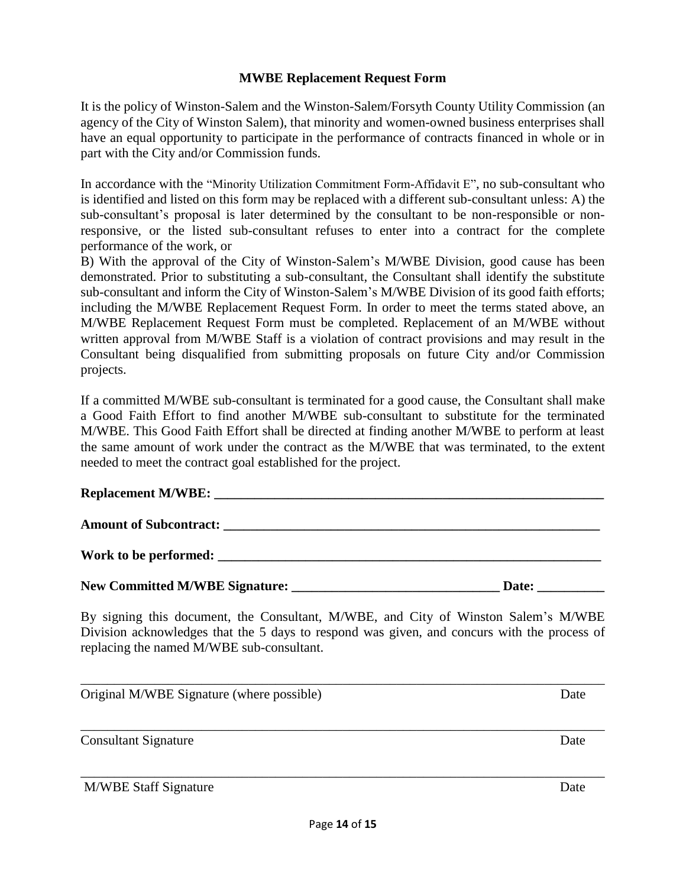**MWBE Replacement Request Form**

It is the policy of Winston-Salem and the Winston-Salem/Forsyth County Utility Commission (an agency of the City of Winston Salem), that minority and women-owned business enterprises shall have an equal opportunity to participate in the performance of contracts financed in whole or in part with the City and/or Commission funds.

In accordance with the "Minority Utilization Commitment Form-Affidavit E", no sub-consultant who is identified and listed on this form may be replaced with a different sub-consultant unless: A) the sub-consultant's proposal is later determined by the consultant to be non-responsible or non-responsive, or the listed sub-consultant refuses to enter into a contract for the complete performance of the work, or

B) With the approval of the City of Winston-Salem's M/WBE Division, good cause has been demonstrated. Prior to substituting a sub-consultant, the Consultant shall identify the substitute sub-consultant and inform the City of Winston-Salem's M/WBE Division of its good faith efforts; including the M/WBE Replacement Request Form. In order to meet the terms stated above, an M/WBE Replacement Request Form must be completed. Replacement of an M/WBE without written approval from M/WBE Staff is a violation of contract provisions and may result in the Consultant being disqualified from submitting proposals on future City and/or Commission projects.

If a committed M/WBE sub-consultant is terminated for a good cause, the Consultant shall make a Good Faith Effort to find another M/WBE sub-consultant to substitute for the terminated M/WBE. This Good Faith Effort shall be directed at finding another M/WBE to perform at least the same amount of work under the contract as the M/WBE that was terminated, to the extent needed to meet the contract goal established for the project.

**Replacement M/WBE: ____________________________________________________________**

**Amount of Subcontract: _________________________________________________________**

**Work to be performed: __________________________________________________________**

**New Committed M/WBE Signature: _______________________________ Date: __________**

By signing this document, the Consultant, M/WBE, and City of Winston Salem's M/WBE Division acknowledges that the 5 days to respond was given, and concurs with the process of replacing the named M/WBE sub-consultant.

______________________________________________________________________________

Original M/WBE Signature (where possible) Date

______________________________________________________________________________

Consultant Signature Date

______________________________________________________________________________

M/WBE Staff Signature Date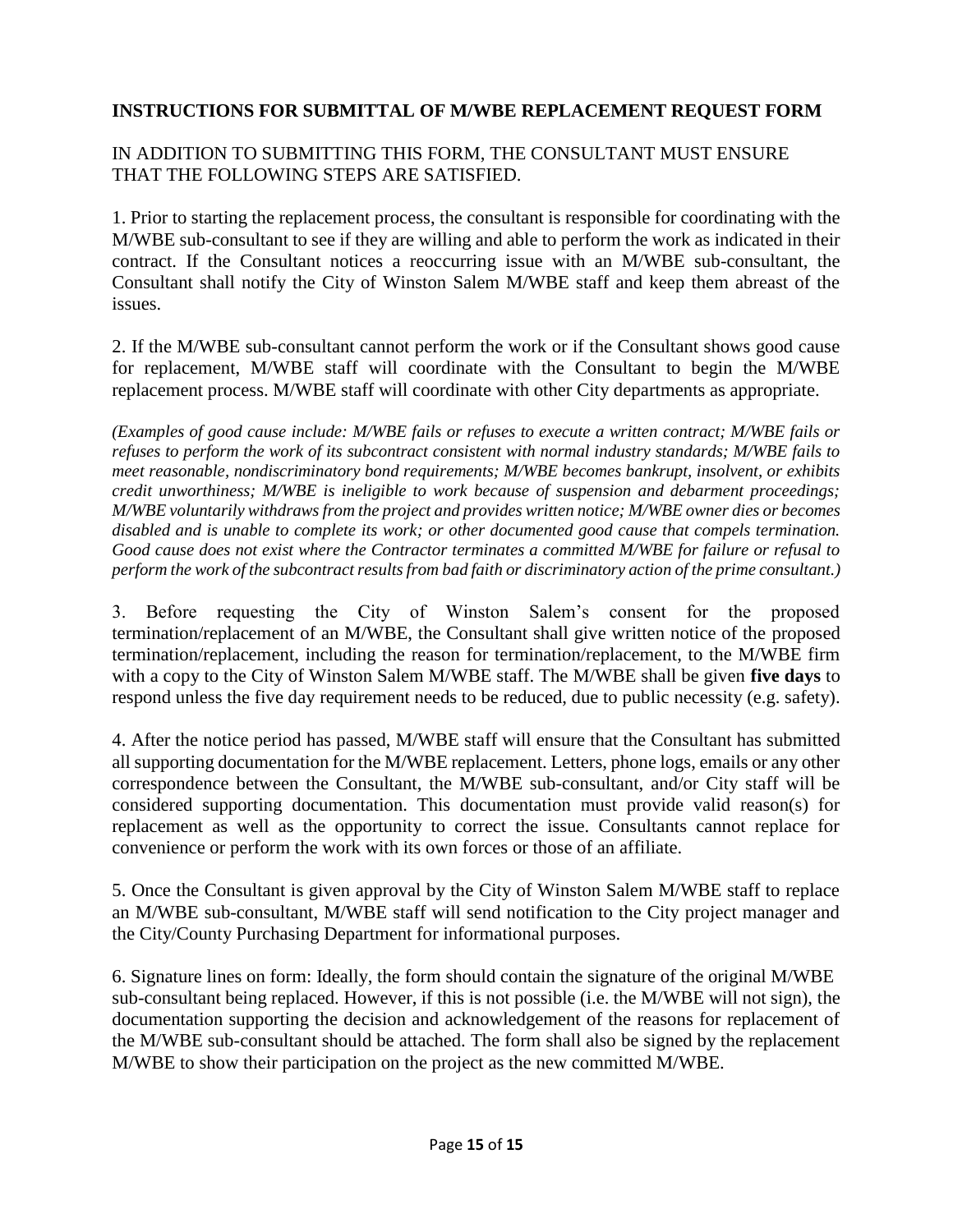**INSTRUCTIONS FOR SUBMITTAL OF M/WBE REPLACEMENT REQUEST FORM**

IN ADDITION TO SUBMITTING THIS FORM, THE CONSULTANT MUST ENSURE THAT THE FOLLOWING STEPS ARE SATISFIED.

1. Prior to starting the replacement process, the consultant is responsible for coordinating with the M/WBE sub-consultant to see if they are willing and able to perform the work as indicated in their contract. If the Consultant notices a reoccurring issue with an M/WBE sub-consultant, the Consultant shall notify the City of Winston Salem M/WBE staff and keep them abreast of the issues.

2. If the M/WBE sub-consultant cannot perform the work or if the Consultant shows good cause for replacement, M/WBE staff will coordinate with the Consultant to begin the M/WBE replacement process. M/WBE staff will coordinate with other City departments as appropriate.

*(Examples of good cause include: M/WBE fails or refuses to execute a written contract; M/WBE fails or refuses to perform the work of its subcontract consistent with normal industry standards; M/WBE fails to meet reasonable, nondiscriminatory bond requirements; M/WBE becomes bankrupt, insolvent, or exhibits credit unworthiness; M/WBE is ineligible to work because of suspension and debarment proceedings; M/WBE voluntarily withdraws from the project and provides written notice; M/WBE owner dies or becomes disabled and is unable to complete its work; or other documented good cause that compels termination. Good cause does not exist where the Contractor terminates a committed M/WBE for failure or refusal to perform the work of the subcontract results from bad faith or discriminatory action of the prime consultant.)*

3. Before requesting the City of Winston Salem's consent for the proposed termination/replacement of an M/WBE, the Consultant shall give written notice of the proposed termination/replacement, including the reason for termination/replacement, to the M/WBE firm with a copy to the City of Winston Salem M/WBE staff. The M/WBE shall be given **five days** to respond unless the five day requirement needs to be reduced, due to public necessity (e.g. safety).

4. After the notice period has passed, M/WBE staff will ensure that the Consultant has submitted all supporting documentation for the M/WBE replacement. Letters, phone logs, emails or any other correspondence between the Consultant, the M/WBE sub-consultant, and/or City staff will be considered supporting documentation. This documentation must provide valid reason(s) for replacement as well as the opportunity to correct the issue. Consultants cannot replace for convenience or perform the work with its own forces or those of an affiliate.

5. Once the Consultant is given approval by the City of Winston Salem M/WBE staff to replace an M/WBE sub-consultant, M/WBE staff will send notification to the City project manager and the City/County Purchasing Department for informational purposes.

6. Signature lines on form: Ideally, the form should contain the signature of the original M/WBE sub-consultant being replaced. However, if this is not possible (i.e. the M/WBE will not sign), the documentation supporting the decision and acknowledgement of the reasons for replacement of the M/WBE sub-consultant should be attached. The form shall also be signed by the replacement M/WBE to show their participation on the project as the new committed M/WBE.